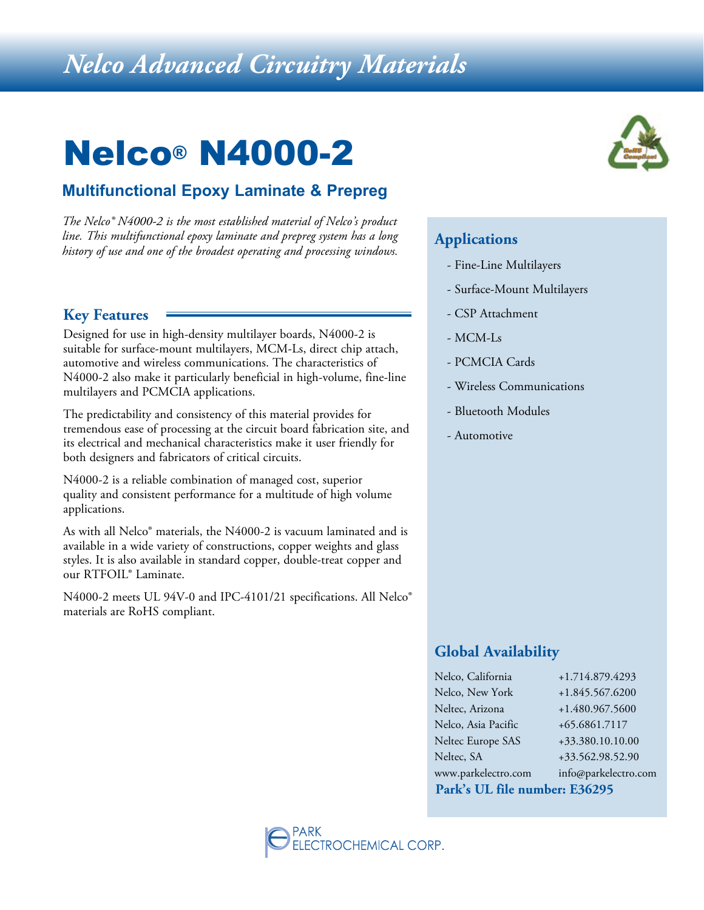# Nelco Advanced Circuitry Materials

# Nelco® N4000-2

## Multifunctional Epoxy Laminate & Prepreg

*The Nelco® N4000-2 is the most established material of Nelco's product line. This multifunctional epoxy laminate and prepreg system has a long history of use and one of the broadest operating and processing windows.*

### Key Features

Designed for use in high-density multilayer boards, N4000-2 is suitable for surface-mount multilayers, MCM-Ls, direct chip attach, automotive and wireless communications. The characteristics of N4000-2 also make it particularly beneficial in high-volume, fine-line multilayers and PCMCIA applications.

The predictability and consistency of this material provides for tremendous ease of processing at the circuit board fabrication site, and its electrical and mechanical characteristics make it user friendly for both designers and fabricators of critical circuits.

N4000-2 is a reliable combination of managed cost, superior quality and consistent performance for a multitude of high volume applications.

As with all Nelco® materials, the N4000-2 is vacuum laminated and is available in a wide variety of constructions, copper weights and glass styles. It is also available in standard copper, double-treat copper and our RTFOIL® Laminate.

N4000-2 meets UL 94V-0 and IPC-4101/21 specifications. All Nelco® materials are RoHS compliant.

### Applications

- Fine-Line Multilayers
- Surface-Mount Multilayers
- CSP Attachment
- MCM-Ls
- PCMCIA Cards
- Wireless Communications
- Bluetooth Modules
- Automotive

### Global Availability

| | |
|---|---|
| Nelco, California | +1.714.879.4293 |
| Nelco, New York | +1.845.567.6200 |
| Neltec, Arizona | +1.480.967.5600 |
| Nelco, Asia Pacific | +65.6861.7117 |
| Neltec Europe SAS | +33.380.10.10.00 |
| Neltec, SA | +33.562.98.52.90 |
| www.parkelectro.com | info@parkelectro.com |

**Park's UL file number: E36295**

PARK ELECTROCHEMICAL CORP.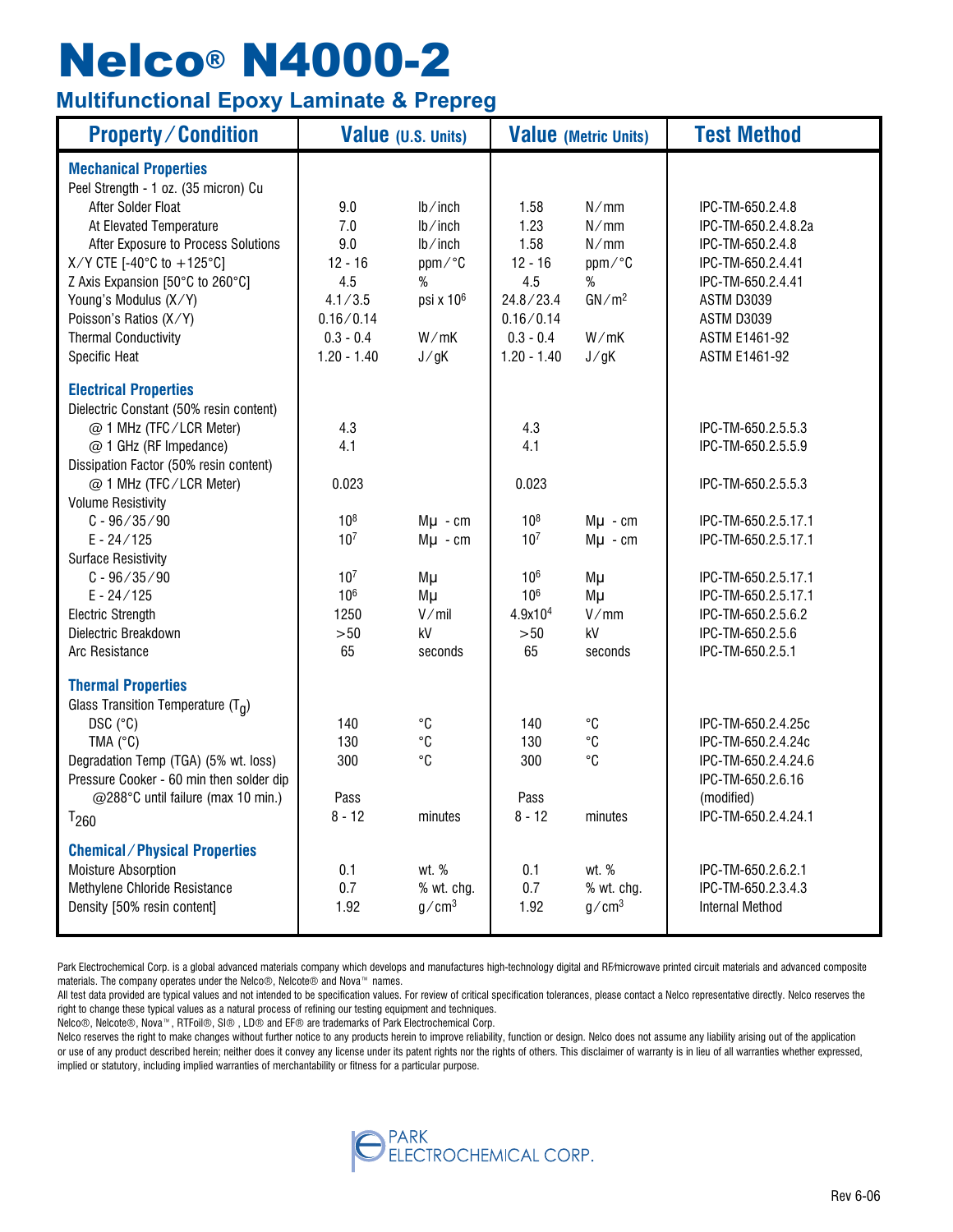# Nelco® N4000-2

## Multifunctional Epoxy Laminate & Prepreg

| Property / Condition | Value (U.S. Units) | | Value (Metric Units) | | Test Method |
|---|---|---|---|---|---|
| **Mechanical Properties** | | | | | |
| Peel Strength - 1 oz. (35 micron) Cu | | | | | |
| After Solder Float | 9.0 | lb/inch | 1.58 | N/mm | IPC-TM-650.2.4.8 |
| At Elevated Temperature | 7.0 | lb/inch | 1.23 | N/mm | IPC-TM-650.2.4.8.2a |
| After Exposure to Process Solutions | 9.0 | lb/inch | 1.58 | N/mm | IPC-TM-650.2.4.8 |
| X/Y CTE [-40°C to +125°C] | 12 - 16 | ppm/°C | 12 - 16 | ppm/°C | IPC-TM-650.2.4.41 |
| Z Axis Expansion [50°C to 260°C] | 4.5 | % | 4.5 | % | IPC-TM-650.2.4.41 |
| Young's Modulus (X/Y) | 4.1/3.5 | psi x $10^6$ | 24.8/23.4 | $GN/m^2$ | ASTM D3039 |
| Poisson's Ratios (X/Y) | 0.16/0.14 | | 0.16/0.14 | | ASTM D3039 |
| Thermal Conductivity | 0.3 - 0.4 | W/mK | 0.3 - 0.4 | W/mK | ASTM E1461-92 |
| Specific Heat | 1.20 - 1.40 | J/gK | 1.20 - 1.40 | J/gK | ASTM E1461-92 |
| **Electrical Properties** | | | | | |
| Dielectric Constant (50% resin content) | | | | | |
| @ 1 MHz (TFC/LCR Meter) | 4.3 | | 4.3 | | IPC-TM-650.2.5.5.3 |
| @ 1 GHz (RF Impedance) | 4.1 | | 4.1 | | IPC-TM-650.2.5.5.9 |
| Dissipation Factor (50% resin content) | | | | | |
| @ 1 MHz (TFC/LCR Meter) | 0.023 | | 0.023 | | IPC-TM-650.2.5.5.3 |
| Volume Resistivity | | | | | |
| C - 96/35/90 | $10^8$ | Mμ - cm | $10^8$ | Mμ - cm | IPC-TM-650.2.5.17.1 |
| E - 24/125 | $10^7$ | Mμ - cm | $10^7$ | Mμ - cm | IPC-TM-650.2.5.17.1 |
| Surface Resistivity | | | | | |
| C - 96/35/90 | $10^7$ | Mμ | $10^6$ | Mμ | IPC-TM-650.2.5.17.1 |
| E - 24/125 | $10^6$ | Mμ | $10^6$ | Mμ | IPC-TM-650.2.5.17.1 |
| Electric Strength | 1250 | V/mil | $4.9x10^4$ | V/mm | IPC-TM-650.2.5.6.2 |
| Dielectric Breakdown | >50 | kV | >50 | kV | IPC-TM-650.2.5.6 |
| Arc Resistance | 65 | seconds | 65 | seconds | IPC-TM-650.2.5.1 |
| **Thermal Properties** | | | | | |
| Glass Transition Temperature ($T_g$) | | | | | |
| DSC (°C) | 140 | °C | 140 | °C | IPC-TM-650.2.4.25c |
| TMA (°C) | 130 | °C | 130 | °C | IPC-TM-650.2.4.24c |
| Degradation Temp (TGA) (5% wt. loss) | 300 | °C | 300 | °C | IPC-TM-650.2.4.24.6 |
| Pressure Cooker - 60 min then solder dip @288°C until failure (max 10 min.) | Pass | | Pass | | IPC-TM-650.2.6.16 (modified) |
| $T_{260}$ | 8 - 12 | minutes | 8 - 12 | minutes | IPC-TM-650.2.4.24.1 |
| **Chemical/Physical Properties** | | | | | |
| Moisture Absorption | 0.1 | wt. % | 0.1 | wt. % | IPC-TM-650.2.6.2.1 |
| Methylene Chloride Resistance | 0.7 | % wt. chg. | 0.7 | % wt. chg. | IPC-TM-650.2.3.4.3 |
| Density [50% resin content] | 1.92 | $g/cm^3$ | 1.92 | $g/cm^3$ | Internal Method |

Park Electrochemical Corp. is a global advanced materials company which develops and manufactures high-technology digital and RF/microwave printed circuit materials and advanced composite materials. The company operates under the Nelco®, Nelcote® and Nova™ names.

All test data provided are typical values and not intended to be specification values. For review of critical specification tolerances, please contact a Nelco representative directly. Nelco reserves the right to change these typical values as a natural process of refining our testing equipment and techniques.

Nelco®, Nelcote®, Nova™, RTFoil®, SI®, LD® and EF® are trademarks of Park Electrochemical Corp.

Nelco reserves the right to make changes without further notice to any products herein to improve reliability, function or design. Nelco does not assume any liability arising out of the application or use of any product described herein; neither does it convey any license under its patent rights nor the rights of others. This disclaimer of warranty is in lieu of all warranties whether expressed, implied or statutory, including implied warranties of merchantability or fitness for a particular purpose.

PARK ELECTROCHEMICAL CORP.

Rev 6-06